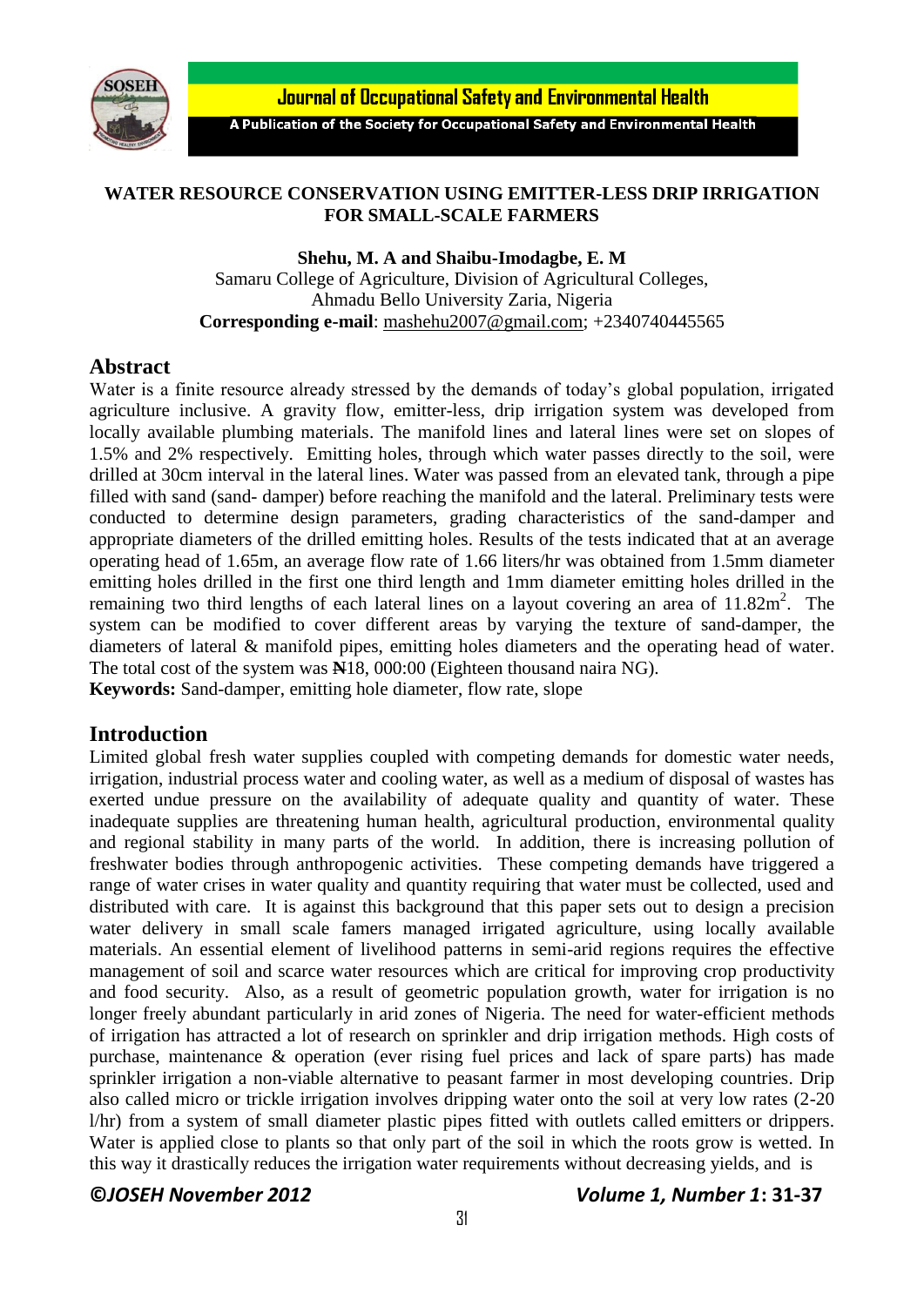# WATER RESOURCE CONSERVATION USING EMITTER-LESS DRIP IRRIGATION FOR SMALL-SCALE FARMERS

**Shehu, M. A and Shaibu-Imodagbe, E. M**

Samaru College of Agriculture, Division of Agricultural Colleges,
Ahmadu Bello University Zaria, Nigeria

**Corresponding e-mail**: mashehu2007@gmail.com; +2340740445565

## Abstract

Water is a finite resource already stressed by the demands of today's global population, irrigated agriculture inclusive. A gravity flow, emitter-less, drip irrigation system was developed from locally available plumbing materials. The manifold lines and lateral lines were set on slopes of 1.5% and 2% respectively. Emitting holes, through which water passes directly to the soil, were drilled at 30cm interval in the lateral lines. Water was passed from an elevated tank, through a pipe filled with sand (sand- damper) before reaching the manifold and the lateral. Preliminary tests were conducted to determine design parameters, grading characteristics of the sand-damper and appropriate diameters of the drilled emitting holes. Results of the tests indicated that at an average operating head of 1.65m, an average flow rate of 1.66 liters/hr was obtained from 1.5mm diameter emitting holes drilled in the first one third length and 1mm diameter emitting holes drilled in the remaining two third lengths of each lateral lines on a layout covering an area of 11.82m$^2$. The system can be modified to cover different areas by varying the texture of sand-damper, the diameters of lateral & manifold pipes, emitting holes diameters and the operating head of water. The total cost of the system was ₦18, 000:00 (Eighteen thousand naira NG).

**Keywords:** Sand-damper, emitting hole diameter, flow rate, slope

## Introduction

Limited global fresh water supplies coupled with competing demands for domestic water needs, irrigation, industrial process water and cooling water, as well as a medium of disposal of wastes has exerted undue pressure on the availability of adequate quality and quantity of water. These inadequate supplies are threatening human health, agricultural production, environmental quality and regional stability in many parts of the world. In addition, there is increasing pollution of freshwater bodies through anthropogenic activities. These competing demands have triggered a range of water crises in water quality and quantity requiring that water must be collected, used and distributed with care. It is against this background that this paper sets out to design a precision water delivery in small scale famers managed irrigated agriculture, using locally available materials. An essential element of livelihood patterns in semi-arid regions requires the effective management of soil and scarce water resources which are critical for improving crop productivity and food security. Also, as a result of geometric population growth, water for irrigation is no longer freely abundant particularly in arid zones of Nigeria. The need for water-efficient methods of irrigation has attracted a lot of research on sprinkler and drip irrigation methods. High costs of purchase, maintenance & operation (ever rising fuel prices and lack of spare parts) has made sprinkler irrigation a non-viable alternative to peasant farmer in most developing countries. Drip also called micro or trickle irrigation involves dripping water onto the soil at very low rates (2-20 l/hr) from a system of small diameter plastic pipes fitted with outlets called emitters or drippers. Water is applied close to plants so that only part of the soil in which the roots grow is wetted. In this way it drastically reduces the irrigation water requirements without decreasing yields, and is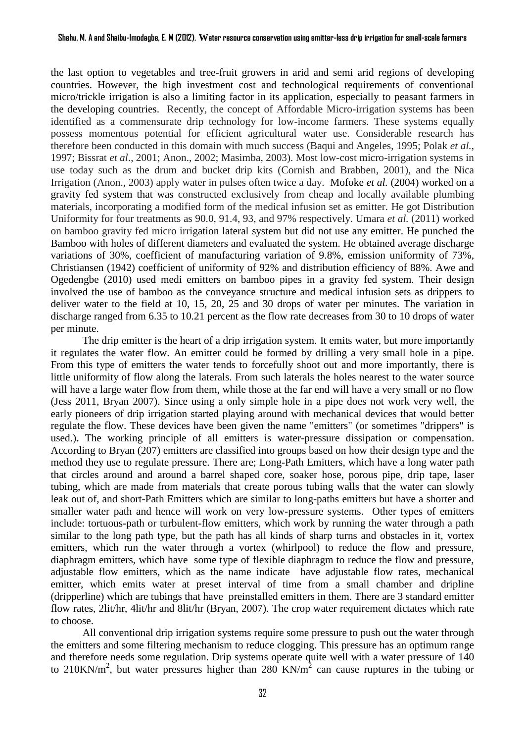the last option to vegetables and tree-fruit growers in arid and semi arid regions of developing countries. However, the high investment cost and technological requirements of conventional micro/trickle irrigation is also a limiting factor in its application, especially to peasant farmers in the developing countries. Recently, the concept of Affordable Micro-irrigation systems has been identified as a commensurate drip technology for low-income farmers. These systems equally possess momentous potential for efficient agricultural water use. Considerable research has therefore been conducted in this domain with much success (Baqui and Angeles, 1995; Polak *et al.*, 1997; Bissrat *et al*., 2001; Anon., 2002; Masimba, 2003). Most low-cost micro-irrigation systems in use today such as the drum and bucket drip kits (Cornish and Brabben, 2001), and the Nica Irrigation (Anon., 2003) apply water in pulses often twice a day. Mofoke *et al.* (2004) worked on a gravity fed system that was constructed exclusively from cheap and locally available plumbing materials, incorporating a modified form of the medical infusion set as emitter. He got Distribution Uniformity for four treatments as 90.0, 91.4, 93, and 97% respectively. Umara *et al.* (2011) worked on bamboo gravity fed micro irrigation lateral system but did not use any emitter. He punched the Bamboo with holes of different diameters and evaluated the system. He obtained average discharge variations of 30%, coefficient of manufacturing variation of 9.8%, emission uniformity of 73%, Christiansen (1942) coefficient of uniformity of 92% and distribution efficiency of 88%. Awe and Ogedengbe (2010) used medi emitters on bamboo pipes in a gravity fed system. Their design involved the use of bamboo as the conveyance structure and medical infusion sets as drippers to deliver water to the field at 10, 15, 20, 25 and 30 drops of water per minutes. The variation in discharge ranged from 6.35 to 10.21 percent as the flow rate decreases from 30 to 10 drops of water per minute.

The drip emitter is the heart of a drip irrigation system. It emits water, but more importantly it regulates the water flow. An emitter could be formed by drilling a very small hole in a pipe. From this type of emitters the water tends to forcefully shoot out and more importantly, there is little uniformity of flow along the laterals. From such laterals the holes nearest to the water source will have a large water flow from them, while those at the far end will have a very small or no flow (Jess 2011, Bryan 2007). Since using a only simple hole in a pipe does not work very well, the early pioneers of drip irrigation started playing around with mechanical devices that would better regulate the flow. These devices have been given the name "emitters" (or sometimes "drippers" is used.)**.** The working principle of all emitters is water-pressure dissipation or compensation. According to Bryan (207) emitters are classified into groups based on how their design type and the method they use to regulate pressure. There are; Long-Path Emitters, which have a long water path that circles around and around a barrel shaped core, soaker hose, porous pipe, drip tape, laser tubing, which are made from materials that create porous tubing walls that the water can slowly leak out of, and short-Path Emitters which are similar to long-paths emitters but have a shorter and smaller water path and hence will work on very low-pressure systems. Other types of emitters include: tortuous-path or turbulent-flow emitters, which work by running the water through a path similar to the long path type, but the path has all kinds of sharp turns and obstacles in it, vortex emitters, which run the water through a vortex (whirlpool) to reduce the flow and pressure, diaphragm emitters, which have some type of flexible diaphragm to reduce the flow and pressure, adjustable flow emitters, which as the name indicate have adjustable flow rates, mechanical emitter, which emits water at preset interval of time from a small chamber and dripline (dripperline) which are tubings that have preinstalled emitters in them. There are 3 standard emitter flow rates, 2lit/hr, 4lit/hr and 8lit/hr (Bryan, 2007). The crop water requirement dictates which rate to choose.

All conventional drip irrigation systems require some pressure to push out the water through the emitters and some filtering mechanism to reduce clogging. This pressure has an optimum range and therefore needs some regulation. Drip systems operate quite well with a water pressure of 140 to 210KN/m$^2$, but water pressures higher than 280 KN/m$^2$ can cause ruptures in the tubing or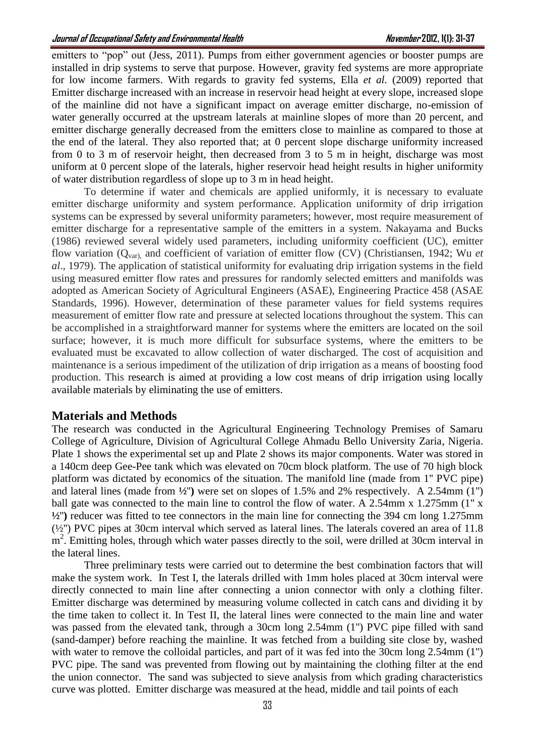emitters to "pop" out (Jess, 2011). Pumps from either government agencies or booster pumps are installed in drip systems to serve that purpose. However, gravity fed systems are more appropriate for low income farmers. With regards to gravity fed systems, Ella *et al*. (2009) reported that Emitter discharge increased with an increase in reservoir head height at every slope, increased slope of the mainline did not have a significant impact on average emitter discharge, no-emission of water generally occurred at the upstream laterals at mainline slopes of more than 20 percent, and emitter discharge generally decreased from the emitters close to mainline as compared to those at the end of the lateral. They also reported that; at 0 percent slope discharge uniformity increased from 0 to 3 m of reservoir height, then decreased from 3 to 5 m in height, discharge was most uniform at 0 percent slope of the laterals, higher reservoir head height results in higher uniformity of water distribution regardless of slope up to 3 m in head height.

To determine if water and chemicals are applied uniformly, it is necessary to evaluate emitter discharge uniformity and system performance. Application uniformity of drip irrigation systems can be expressed by several uniformity parameters; however, most require measurement of emitter discharge for a representative sample of the emitters in a system. Nakayama and Bucks (1986) reviewed several widely used parameters, including uniformity coefficient (UC), emitter flow variation ($Q_{var}$), and coefficient of variation of emitter flow (CV) (Christiansen, 1942; Wu *et al*., 1979). The application of statistical uniformity for evaluating drip irrigation systems in the field using measured emitter flow rates and pressures for randomly selected emitters and manifolds was adopted as American Society of Agricultural Engineers (ASAE), Engineering Practice 458 (ASAE Standards, 1996). However, determination of these parameter values for field systems requires measurement of emitter flow rate and pressure at selected locations throughout the system. This can be accomplished in a straightforward manner for systems where the emitters are located on the soil surface; however, it is much more difficult for subsurface systems, where the emitters to be evaluated must be excavated to allow collection of water discharged. The cost of acquisition and maintenance is a serious impediment of the utilization of drip irrigation as a means of boosting food production. This research is aimed at providing a low cost means of drip irrigation using locally available materials by eliminating the use of emitters.

## Materials and Methods

The research was conducted in the Agricultural Engineering Technology Premises of Samaru College of Agriculture, Division of Agricultural College Ahmadu Bello University Zaria, Nigeria. Plate 1 shows the experimental set up and Plate 2 shows its major components. Water was stored in a 140cm deep Gee-Pee tank which was elevated on 70cm block platform. The use of 70 high block platform was dictated by economics of the situation. The manifold line (made from 1" PVC pipe) and lateral lines (made from **½**"**)** were set on slopes of 1.5% and 2% respectively. A 2.54mm (1") ball gate was connected to the main line to control the flow of water. A 2.54mm x 1.275mm (1" x **½**"**)** reducer was fitted to tee connectors in the main line for connecting the 394 cm long 1.275mm (½") PVC pipes at 30cm interval which served as lateral lines. The laterals covered an area of 11.8 $m^2$. Emitting holes, through which water passes directly to the soil, were drilled at 30cm interval in the lateral lines.

Three preliminary tests were carried out to determine the best combination factors that will make the system work. In Test I, the laterals drilled with 1mm holes placed at 30cm interval were directly connected to main line after connecting a union connector with only a clothing filter. Emitter discharge was determined by measuring volume collected in catch cans and dividing it by the time taken to collect it. In Test II, the lateral lines were connected to the main line and water was passed from the elevated tank, through a 30cm long 2.54mm (1") PVC pipe filled with sand (sand-damper) before reaching the mainline. It was fetched from a building site close by, washed with water to remove the colloidal particles, and part of it was fed into the 30cm long 2.54mm (1") PVC pipe. The sand was prevented from flowing out by maintaining the clothing filter at the end the union connector. The sand was subjected to sieve analysis from which grading characteristics curve was plotted. Emitter discharge was measured at the head, middle and tail points of each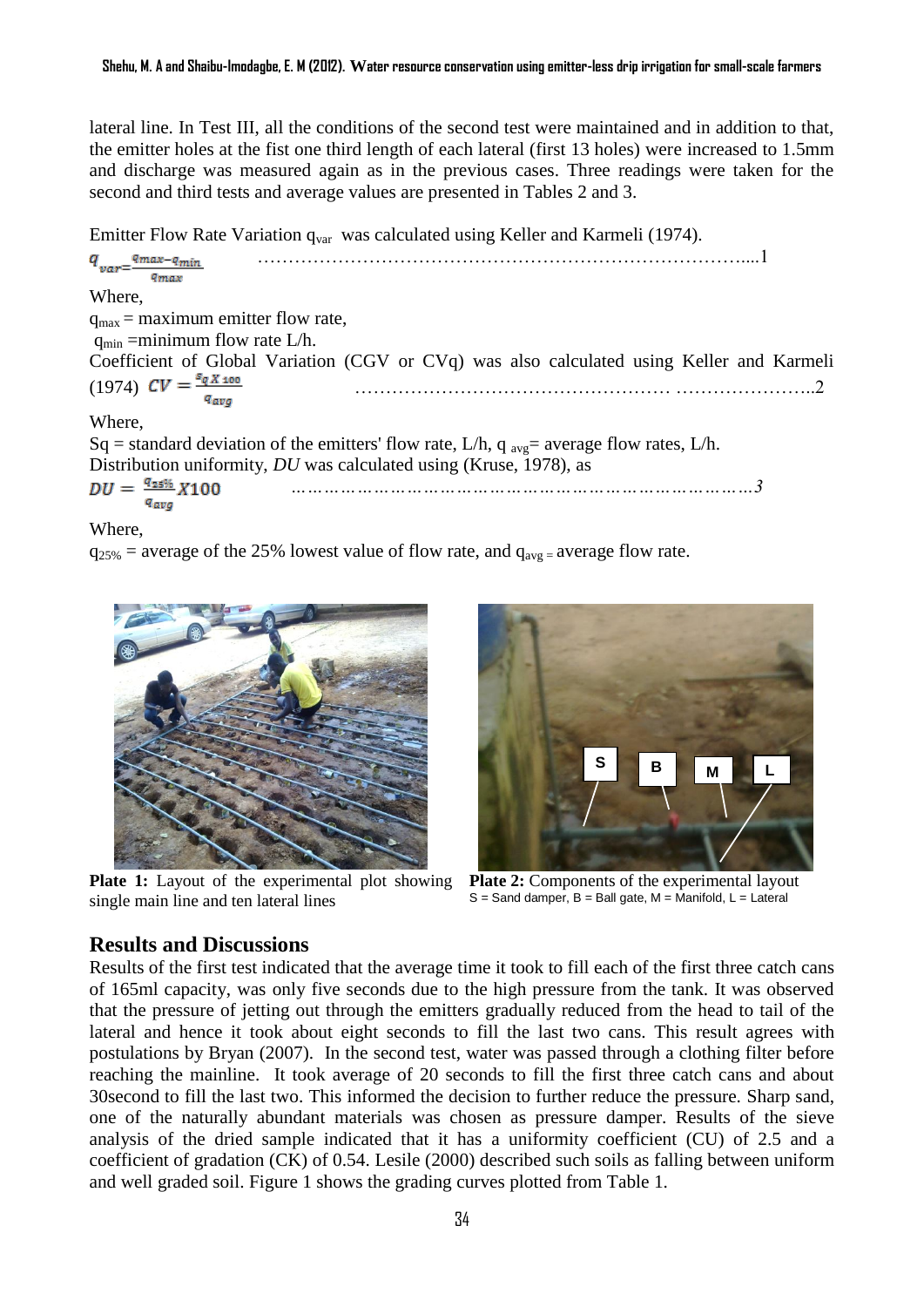lateral line. In Test III, all the conditions of the second test were maintained and in addition to that, the emitter holes at the fist one third length of each lateral (first 13 holes) were increased to 1.5mm and discharge was measured again as in the previous cases. Three readings were taken for the second and third tests and average values are presented in Tables 2 and 3.

Emitter Flow Rate Variation $q_{var}$ was calculated using Keller and Karmeli (1974).

$$q_{var} = \frac{q_{max} - q_{min}}{q_{max}} \quad \ldots\ldots 1$$

Where,

$q_{max}$ = maximum emitter flow rate,

$q_{min}$ =minimum flow rate L/h.

Coefficient of Global Variation (CGV or CVq) was also calculated using Keller and Karmeli (1974)

$$CV = \frac{s_q X 100}{q_{avg}} \quad \ldots\ldots 2$$

Where,

Sq = standard deviation of the emitters' flow rate, L/h, $q_{avg}$= average flow rates, L/h.

Distribution uniformity, *DU* was calculated using (Kruse, 1978), as

$$DU = \frac{q_{25\%}}{q_{avg}} X100 \quad \ldots\ldots 3$$

Where,

$q_{25\%}$ = average of the 25% lowest value of flow rate, and $q_{avg}$ = average flow rate.

**Plate 1:** Layout of the experimental plot showing single main line and ten lateral lines

**Plate 2:** Components of the experimental layout
S = Sand damper, B = Ball gate, M = Manifold, L = Lateral

## Results and Discussions

Results of the first test indicated that the average time it took to fill each of the first three catch cans of 165ml capacity, was only five seconds due to the high pressure from the tank. It was observed that the pressure of jetting out through the emitters gradually reduced from the head to tail of the lateral and hence it took about eight seconds to fill the last two cans. This result agrees with postulations by Bryan (2007). In the second test, water was passed through a clothing filter before reaching the mainline. It took average of 20 seconds to fill the first three catch cans and about 30second to fill the last two. This informed the decision to further reduce the pressure. Sharp sand, one of the naturally abundant materials was chosen as pressure damper. Results of the sieve analysis of the dried sample indicated that it has a uniformity coefficient (CU) of 2.5 and a coefficient of gradation (CK) of 0.54. Lesile (2000) described such soils as falling between uniform and well graded soil. Figure 1 shows the grading curves plotted from Table 1.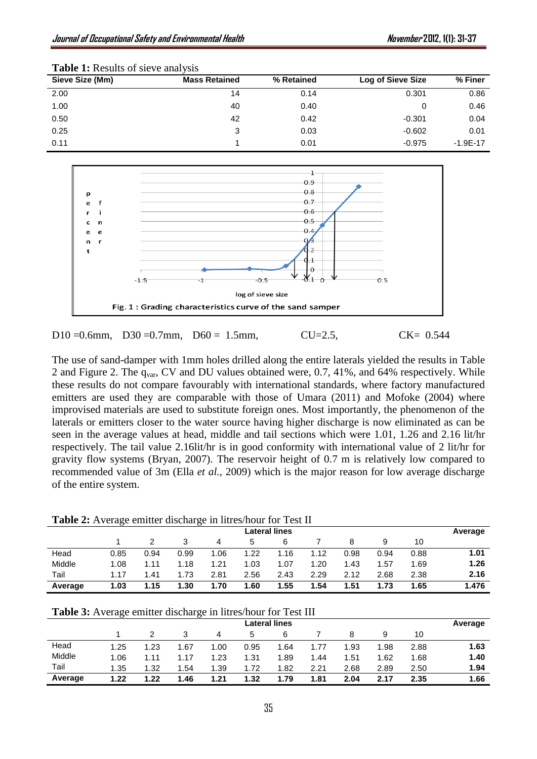**Table 1:** Results of sieve analysis

| Sieve Size (Mm) | Mass Retained | % Retained | Log of Sieve Size | % Finer |
|---|---|---|---|---|
| 2.00 | 14 | 0.14 | 0.301 | 0.86 |
| 1.00 | 40 | 0.40 | 0 | 0.46 |
| 0.50 | 42 | 0.42 | -0.301 | 0.04 |
| 0.25 | 3 | 0.03 | -0.602 | 0.01 |
| 0.11 | 1 | 0.01 | -0.975 | -1.9E-17 |

Fig. 1 : Grading characteristics curve of the sand samper

$D_{10}$ =0.6mm, $D_{30}$ =0.7mm, $D_{60}$ = 1.5mm, CU=2.5, CK= 0.544

The use of sand-damper with 1mm holes drilled along the entire laterals yielded the results in Table 2 and Figure 2. The $q_{var}$, CV and DU values obtained were, 0.7, 41%, and 64% respectively. While these results do not compare favourably with international standards, where factory manufactured emitters are used they are comparable with those of Umara (2011) and Mofoke (2004) where improvised materials are used to substitute foreign ones. Most importantly, the phenomenon of the laterals or emitters closer to the water source having higher discharge is now eliminated as can be seen in the average values at head, middle and tail sections which were 1.01, 1.26 and 2.16 lit/hr respectively. The tail value 2.16lit/hr is in good conformity with international value of 2 lit/hr for gravity flow systems (Bryan, 2007). The reservoir height of 0.7 m is relatively low compared to recommended value of 3m (Ella *et al.*, 2009) which is the major reason for low average discharge of the entire system.

**Table 2:** Average emitter discharge in litres/hour for Test II

| | Lateral lines | | | | | | | | | | Average |
|---|---|---|---|---|---|---|---|---|---|---|---|
| | 1 | 2 | 3 | 4 | 5 | 6 | 7 | 8 | 9 | 10 | |
| Head | 0.85 | 0.94 | 0.99 | 1.06 | 1.22 | 1.16 | 1.12 | 0.98 | 0.94 | 0.88 | **1.01** |
| Middle | 1.08 | 1.11 | 1.18 | 1.21 | 1.03 | 1.07 | 1.20 | 1.43 | 1.57 | 1.69 | **1.26** |
| Tail | 1.17 | 1.41 | 1.73 | 2.81 | 2.56 | 2.43 | 2.29 | 2.12 | 2.68 | 2.38 | **2.16** |
| **Average** | **1.03** | **1.15** | **1.30** | **1.70** | **1.60** | **1.55** | **1.54** | **1.51** | **1.73** | **1.65** | **1.476** |

**Table 3:** Average emitter discharge in litres/hour for Test III

| | Lateral lines | | | | | | | | | | Average |
|---|---|---|---|---|---|---|---|---|---|---|---|
| | 1 | 2 | 3 | 4 | 5 | 6 | 7 | 8 | 9 | 10 | |
| Head | 1.25 | 1.23 | 1.67 | 1.00 | 0.95 | 1.64 | 1.77 | 1.93 | 1.98 | 2.88 | **1.63** |
| Middle | 1.06 | 1.11 | 1.17 | 1.23 | 1.31 | 1.89 | 1.44 | 1.51 | 1.62 | 1.68 | **1.40** |
| Tail | 1.35 | 1.32 | 1.54 | 1.39 | 1.72 | 1.82 | 2.21 | 2.68 | 2.89 | 2.50 | **1.94** |
| **Average** | **1.22** | **1.22** | **1.46** | **1.21** | **1.32** | **1.79** | **1.81** | **2.04** | **2.17** | **2.35** | **1.66** |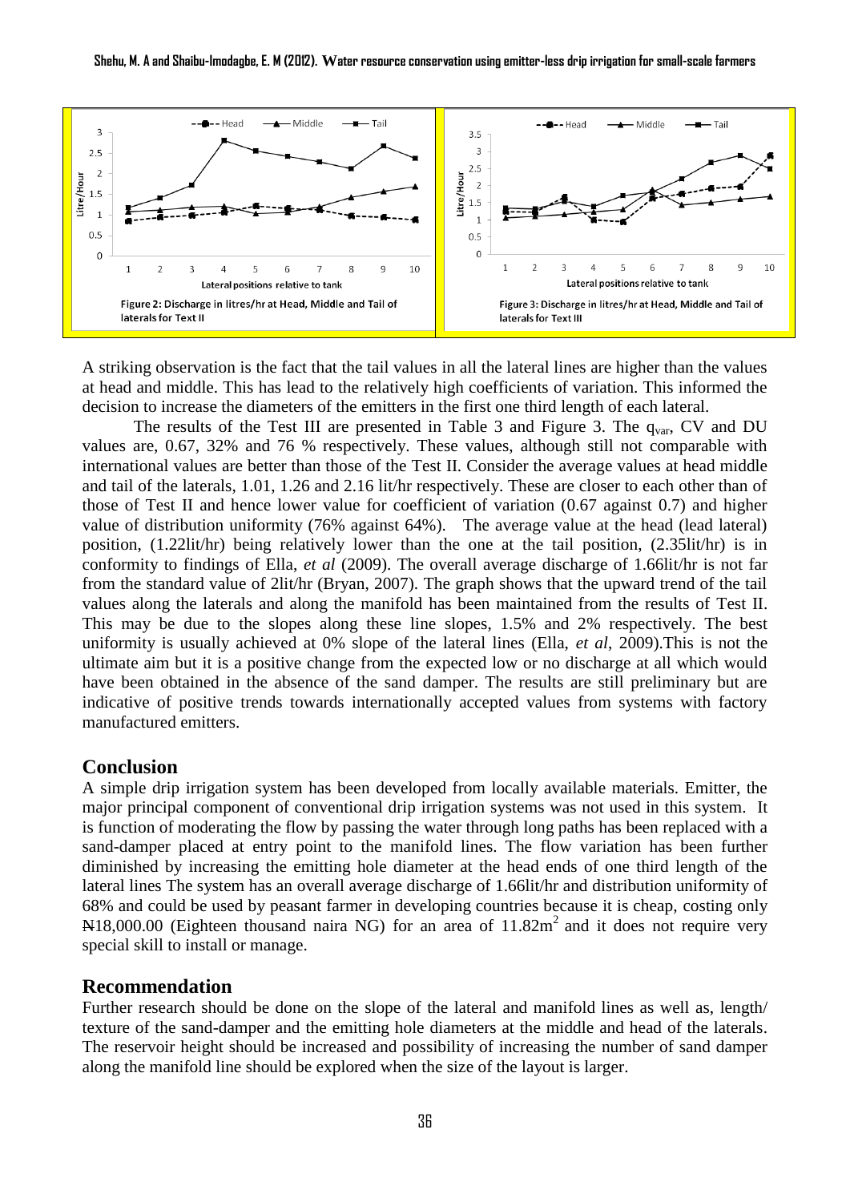Figure 2: Discharge in litres/hr at Head, Middle and Tail of laterals for Text II

Figure 3: Discharge in litres/hr at Head, Middle and Tail of laterals for Text III

A striking observation is the fact that the tail values in all the lateral lines are higher than the values at head and middle. This has lead to the relatively high coefficients of variation. This informed the decision to increase the diameters of the emitters in the first one third length of each lateral.

The results of the Test III are presented in Table 3 and Figure 3. The $q_{var}$, CV and DU values are, 0.67, 32% and 76 % respectively. These values, although still not comparable with international values are better than those of the Test II. Consider the average values at head middle and tail of the laterals, 1.01, 1.26 and 2.16 lit/hr respectively. These are closer to each other than of those of Test II and hence lower value for coefficient of variation (0.67 against 0.7) and higher value of distribution uniformity (76% against 64%). The average value at the head (lead lateral) position, (1.22lit/hr) being relatively lower than the one at the tail position, (2.35lit/hr) is in conformity to findings of Ella, *et al* (2009). The overall average discharge of 1.66lit/hr is not far from the standard value of 2lit/hr (Bryan, 2007). The graph shows that the upward trend of the tail values along the laterals and along the manifold has been maintained from the results of Test II. This may be due to the slopes along these line slopes, 1.5% and 2% respectively. The best uniformity is usually achieved at 0% slope of the lateral lines (Ella, *et al*, 2009).This is not the ultimate aim but it is a positive change from the expected low or no discharge at all which would have been obtained in the absence of the sand damper. The results are still preliminary but are indicative of positive trends towards internationally accepted values from systems with factory manufactured emitters.

## Conclusion

A simple drip irrigation system has been developed from locally available materials. Emitter, the major principal component of conventional drip irrigation systems was not used in this system. It is function of moderating the flow by passing the water through long paths has been replaced with a sand-damper placed at entry point to the manifold lines. The flow variation has been further diminished by increasing the emitting hole diameter at the head ends of one third length of the lateral lines The system has an overall average discharge of 1.66lit/hr and distribution uniformity of 68% and could be used by peasant farmer in developing countries because it is cheap, costing only ₦18,000.00 (Eighteen thousand naira NG) for an area of 11.82m$^2$ and it does not require very special skill to install or manage.

## Recommendation

Further research should be done on the slope of the lateral and manifold lines as well as, length/ texture of the sand-damper and the emitting hole diameters at the middle and head of the laterals. The reservoir height should be increased and possibility of increasing the number of sand damper along the manifold line should be explored when the size of the layout is larger.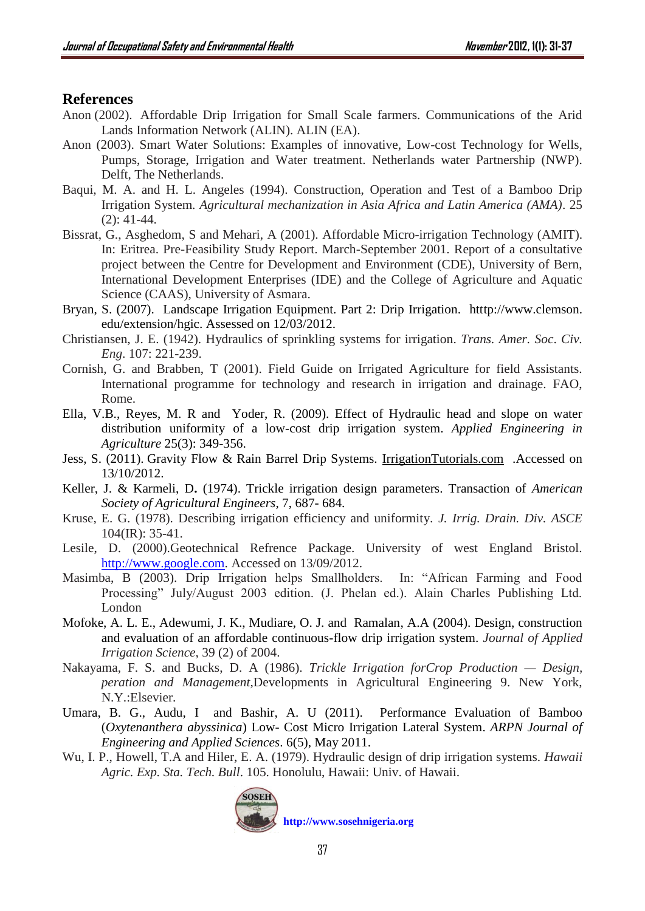## References

Anon (2002). Affordable Drip Irrigation for Small Scale farmers. Communications of the Arid Lands Information Network (ALIN). ALIN (EA).

Anon (2003). Smart Water Solutions: Examples of innovative, Low-cost Technology for Wells, Pumps, Storage, Irrigation and Water treatment. Netherlands water Partnership (NWP). Delft, The Netherlands.

Baqui, M. A. and H. L. Angeles (1994). Construction, Operation and Test of a Bamboo Drip Irrigation System. *Agricultural mechanization in Asia Africa and Latin America (AMA)*. 25 (2): 41-44.

Bissrat, G., Asghedom, S and Mehari, A (2001). Affordable Micro-irrigation Technology (AMIT). In: Eritrea. Pre-Feasibility Study Report. March-September 2001. Report of a consultative project between the Centre for Development and Environment (CDE), University of Bern, International Development Enterprises (IDE) and the College of Agriculture and Aquatic Science (CAAS), University of Asmara.

Bryan, S. (2007). Landscape Irrigation Equipment. Part 2: Drip Irrigation. htttp://www.clemson.edu/extension/hgic. Assessed on 12/03/2012.

Christiansen, J. E. (1942). Hydraulics of sprinkling systems for irrigation. *Trans. Amer. Soc. Civ. Eng*. 107: 221-239.

Cornish, G. and Brabben, T (2001). Field Guide on Irrigated Agriculture for field Assistants. International programme for technology and research in irrigation and drainage. FAO, Rome.

Ella, V.B., Reyes, M. R and Yoder, R. (2009). Effect of Hydraulic head and slope on water distribution uniformity of a low-cost drip irrigation system. *Applied Engineering in Agriculture* 25(3): 349-356.

Jess, S. (2011). Gravity Flow & Rain Barrel Drip Systems. IrrigationTutorials.com .Accessed on 13/10/2012.

Keller, J. & Karmeli, D**.** (1974). Trickle irrigation design parameters. Transaction of *American Society of Agricultural Engineers*, 7, 687- 684.

Kruse, E. G. (1978). Describing irrigation efficiency and uniformity. *J. Irrig. Drain. Div. ASCE* 104(IR): 35-41.

Lesile, D. (2000).Geotechnical Refrence Package. University of west England Bristol. http://www.google.com. Accessed on 13/09/2012.

Masimba, B (2003). Drip Irrigation helps Smallholders. In: "African Farming and Food Processing" July/August 2003 edition. (J. Phelan ed.). Alain Charles Publishing Ltd. London

Mofoke, A. L. E., Adewumi, J. K., Mudiare, O. J. and Ramalan, A.A (2004). Design, construction and evaluation of an affordable continuous-flow drip irrigation system. *Journal of Applied Irrigation Science*, 39 (2) of 2004.

Nakayama, F. S. and Bucks, D. A (1986). *Trickle Irrigation forCrop Production — Design, peration and Management*,Developments in Agricultural Engineering 9. New York, N.Y.:Elsevier.

Umara, B. G., Audu, I and Bashir, A. U (2011). Performance Evaluation of Bamboo (*Oxytenanthera abyssinica*) Low- Cost Micro Irrigation Lateral System. *ARPN Journal of Engineering and Applied Sciences*. 6(5), May 2011.

Wu, I. P., Howell, T.A and Hiler, E. A. (1979). Hydraulic design of drip irrigation systems. *Hawaii Agric. Exp. Sta. Tech. Bull*. 105. Honolulu, Hawaii: Univ. of Hawaii.